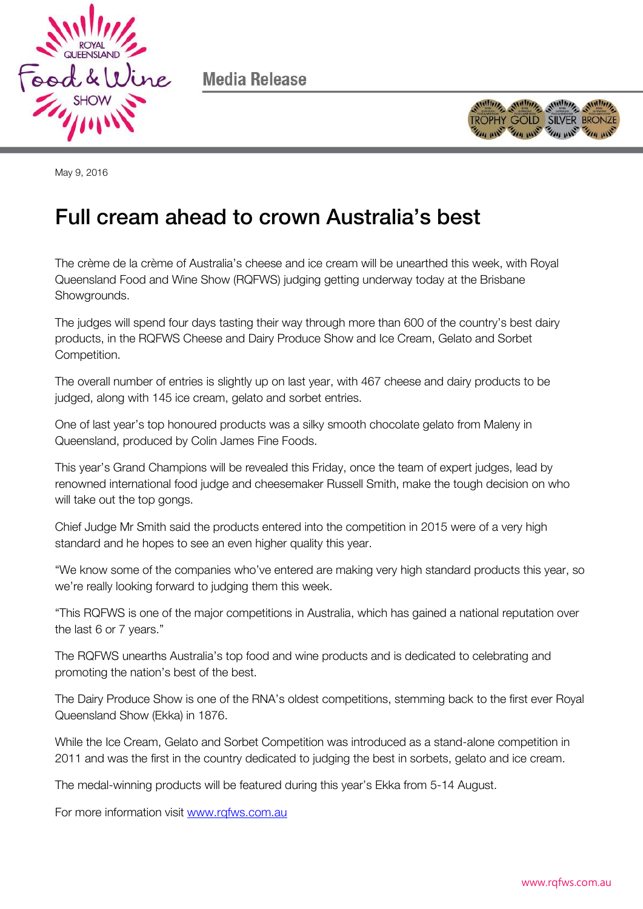Media Release

May 9, 2016

# Full cream ahead to crown Australia's best

The crème de la crème of Australia's cheese and ice cream will be unearthed this week, with Royal Queensland Food and Wine Show (RQFWS) judging getting underway today at the Brisbane Showgrounds.

The judges will spend four days tasting their way through more than 600 of the country's best dairy products, in the RQFWS Cheese and Dairy Produce Show and Ice Cream, Gelato and Sorbet Competition.

The overall number of entries is slightly up on last year, with 467 cheese and dairy products to be judged, along with 145 ice cream, gelato and sorbet entries.

One of last year's top honoured products was a silky smooth chocolate gelato from Maleny in Queensland, produced by Colin James Fine Foods.

This year's Grand Champions will be revealed this Friday, once the team of expert judges, lead by renowned international food judge and cheesemaker Russell Smith, make the tough decision on who will take out the top gongs.

Chief Judge Mr Smith said the products entered into the competition in 2015 were of a very high standard and he hopes to see an even higher quality this year.

"We know some of the companies who've entered are making very high standard products this year, so we're really looking forward to judging them this week.

"This RQFWS is one of the major competitions in Australia, which has gained a national reputation over the last 6 or 7 years."

The RQFWS unearths Australia's top food and wine products and is dedicated to celebrating and promoting the nation's best of the best.

The Dairy Produce Show is one of the RNA's oldest competitions, stemming back to the first ever Royal Queensland Show (Ekka) in 1876.

While the Ice Cream, Gelato and Sorbet Competition was introduced as a stand-alone competition in 2011 and was the first in the country dedicated to judging the best in sorbets, gelato and ice cream.

The medal-winning products will be featured during this year's Ekka from 5-14 August.

For more information visit www.rqfws.com.au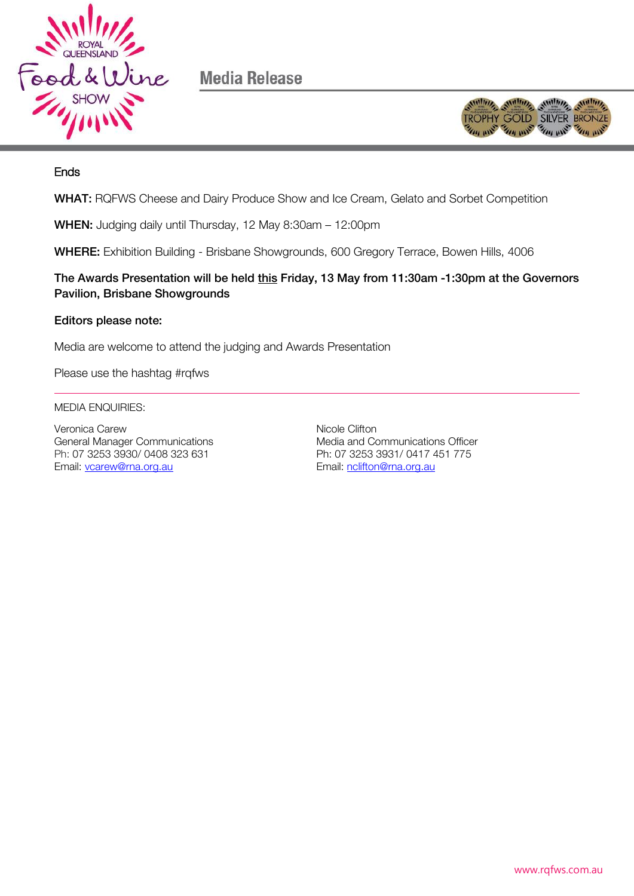Ends

**WHAT:** RQFWS Cheese and Dairy Produce Show and Ice Cream, Gelato and Sorbet Competition

**WHEN:** Judging daily until Thursday, 12 May 8:30am – 12:00pm

**WHERE:** Exhibition Building - Brisbane Showgrounds, 600 Gregory Terrace, Bowen Hills, 4006

**The Awards Presentation will be held this Friday, 13 May from 11:30am -1:30pm at the Governors Pavilion, Brisbane Showgrounds**

**Editors please note:**

Media are welcome to attend the judging and Awards Presentation

Please use the hashtag #rqfws

---

MEDIA ENQUIRIES:

Veronica Carew
General Manager Communications
Ph: 07 3253 3930/ 0408 323 631
Email: vcarew@rna.org.au

Nicole Clifton
Media and Communications Officer
Ph: 07 3253 3931/ 0417 451 775
Email: nclifton@rna.org.au